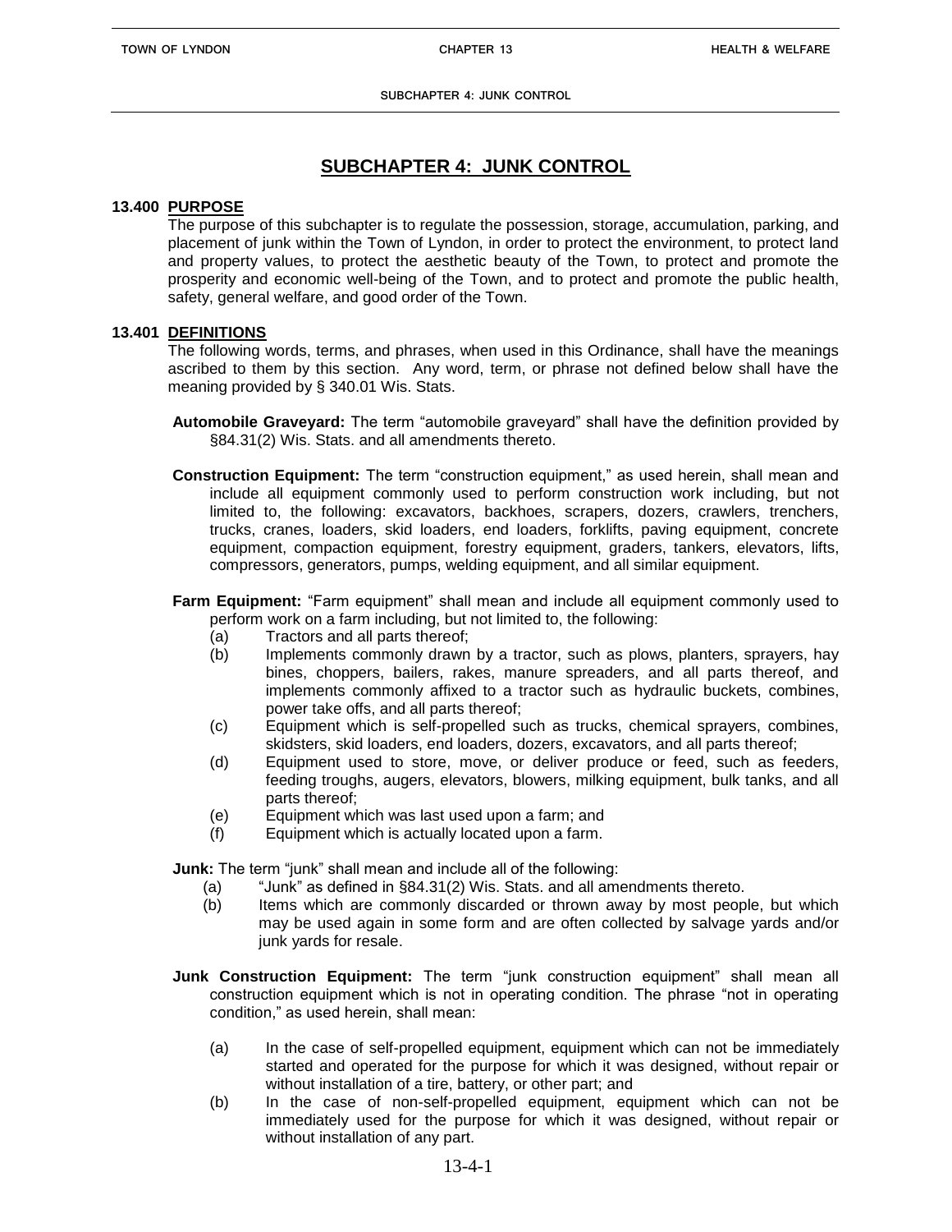# SUBCHAPTER 4: JUNK CONTROL

## 13.400 PURPOSE

The purpose of this subchapter is to regulate the possession, storage, accumulation, parking, and placement of junk within the Town of Lyndon, in order to protect the environment, to protect land and property values, to protect the aesthetic beauty of the Town, to protect and promote the prosperity and economic well-being of the Town, and to protect and promote the public health, safety, general welfare, and good order of the Town.

## 13.401 DEFINITIONS

The following words, terms, and phrases, when used in this Ordinance, shall have the meanings ascribed to them by this section. Any word, term, or phrase not defined below shall have the meaning provided by § 340.01 Wis. Stats.

**Automobile Graveyard:** The term "automobile graveyard" shall have the definition provided by §84.31(2) Wis. Stats. and all amendments thereto.

**Construction Equipment:** The term "construction equipment," as used herein, shall mean and include all equipment commonly used to perform construction work including, but not limited to, the following: excavators, backhoes, scrapers, dozers, crawlers, trenchers, trucks, cranes, loaders, skid loaders, end loaders, forklifts, paving equipment, concrete equipment, compaction equipment, forestry equipment, graders, tankers, elevators, lifts, compressors, generators, pumps, welding equipment, and all similar equipment.

**Farm Equipment:** "Farm equipment" shall mean and include all equipment commonly used to perform work on a farm including, but not limited to, the following:

- (a) Tractors and all parts thereof;
- (b) Implements commonly drawn by a tractor, such as plows, planters, sprayers, hay bines, choppers, bailers, rakes, manure spreaders, and all parts thereof, and implements commonly affixed to a tractor such as hydraulic buckets, combines, power take offs, and all parts thereof;
- (c) Equipment which is self-propelled such as trucks, chemical sprayers, combines, skidsters, skid loaders, end loaders, dozers, excavators, and all parts thereof;
- (d) Equipment used to store, move, or deliver produce or feed, such as feeders, feeding troughs, augers, elevators, blowers, milking equipment, bulk tanks, and all parts thereof;
- (e) Equipment which was last used upon a farm; and
- (f) Equipment which is actually located upon a farm.

**Junk:** The term "junk" shall mean and include all of the following:

- (a) "Junk" as defined in §84.31(2) Wis. Stats. and all amendments thereto.
- (b) Items which are commonly discarded or thrown away by most people, but which may be used again in some form and are often collected by salvage yards and/or junk yards for resale.

**Junk Construction Equipment:** The term "junk construction equipment" shall mean all construction equipment which is not in operating condition. The phrase "not in operating condition," as used herein, shall mean:

- (a) In the case of self-propelled equipment, equipment which can not be immediately started and operated for the purpose for which it was designed, without repair or without installation of a tire, battery, or other part; and
- (b) In the case of non-self-propelled equipment, equipment which can not be immediately used for the purpose for which it was designed, without repair or without installation of any part.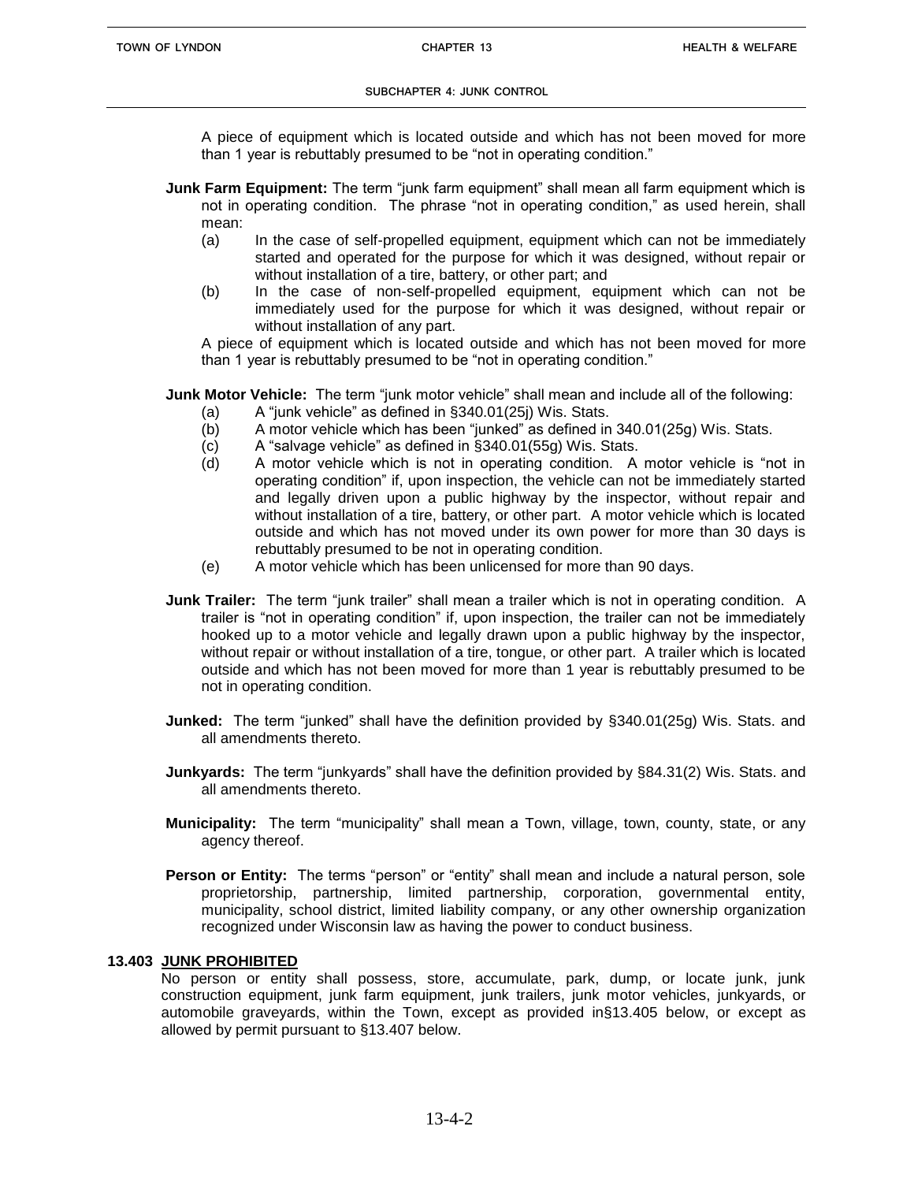A piece of equipment which is located outside and which has not been moved for more than 1 year is rebuttably presumed to be "not in operating condition."

**Junk Farm Equipment:** The term "junk farm equipment" shall mean all farm equipment which is not in operating condition. The phrase "not in operating condition," as used herein, shall mean:

(a) In the case of self-propelled equipment, equipment which can not be immediately started and operated for the purpose for which it was designed, without repair or without installation of a tire, battery, or other part; and

(b) In the case of non-self-propelled equipment, equipment which can not be immediately used for the purpose for which it was designed, without repair or without installation of any part.

A piece of equipment which is located outside and which has not been moved for more than 1 year is rebuttably presumed to be "not in operating condition."

**Junk Motor Vehicle:** The term "junk motor vehicle" shall mean and include all of the following:

(a) A "junk vehicle" as defined in §340.01(25j) Wis. Stats.

(b) A motor vehicle which has been "junked" as defined in 340.01(25g) Wis. Stats.

(c) A "salvage vehicle" as defined in §340.01(55g) Wis. Stats.

(d) A motor vehicle which is not in operating condition. A motor vehicle is "not in operating condition" if, upon inspection, the vehicle can not be immediately started and legally driven upon a public highway by the inspector, without repair and without installation of a tire, battery, or other part. A motor vehicle which is located outside and which has not moved under its own power for more than 30 days is rebuttably presumed to be not in operating condition.

(e) A motor vehicle which has been unlicensed for more than 90 days.

**Junk Trailer:** The term "junk trailer" shall mean a trailer which is not in operating condition. A trailer is "not in operating condition" if, upon inspection, the trailer can not be immediately hooked up to a motor vehicle and legally drawn upon a public highway by the inspector, without repair or without installation of a tire, tongue, or other part. A trailer which is located outside and which has not been moved for more than 1 year is rebuttably presumed to be not in operating condition.

**Junked:** The term "junked" shall have the definition provided by §340.01(25g) Wis. Stats. and all amendments thereto.

**Junkyards:** The term "junkyards" shall have the definition provided by §84.31(2) Wis. Stats. and all amendments thereto.

**Municipality:** The term "municipality" shall mean a Town, village, town, county, state, or any agency thereof.

**Person or Entity:** The terms "person" or "entity" shall mean and include a natural person, sole proprietorship, partnership, limited partnership, corporation, governmental entity, municipality, school district, limited liability company, or any other ownership organization recognized under Wisconsin law as having the power to conduct business.

## 13.403 JUNK PROHIBITED

No person or entity shall possess, store, accumulate, park, dump, or locate junk, junk construction equipment, junk farm equipment, junk trailers, junk motor vehicles, junkyards, or automobile graveyards, within the Town, except as provided in§13.405 below, or except as allowed by permit pursuant to §13.407 below.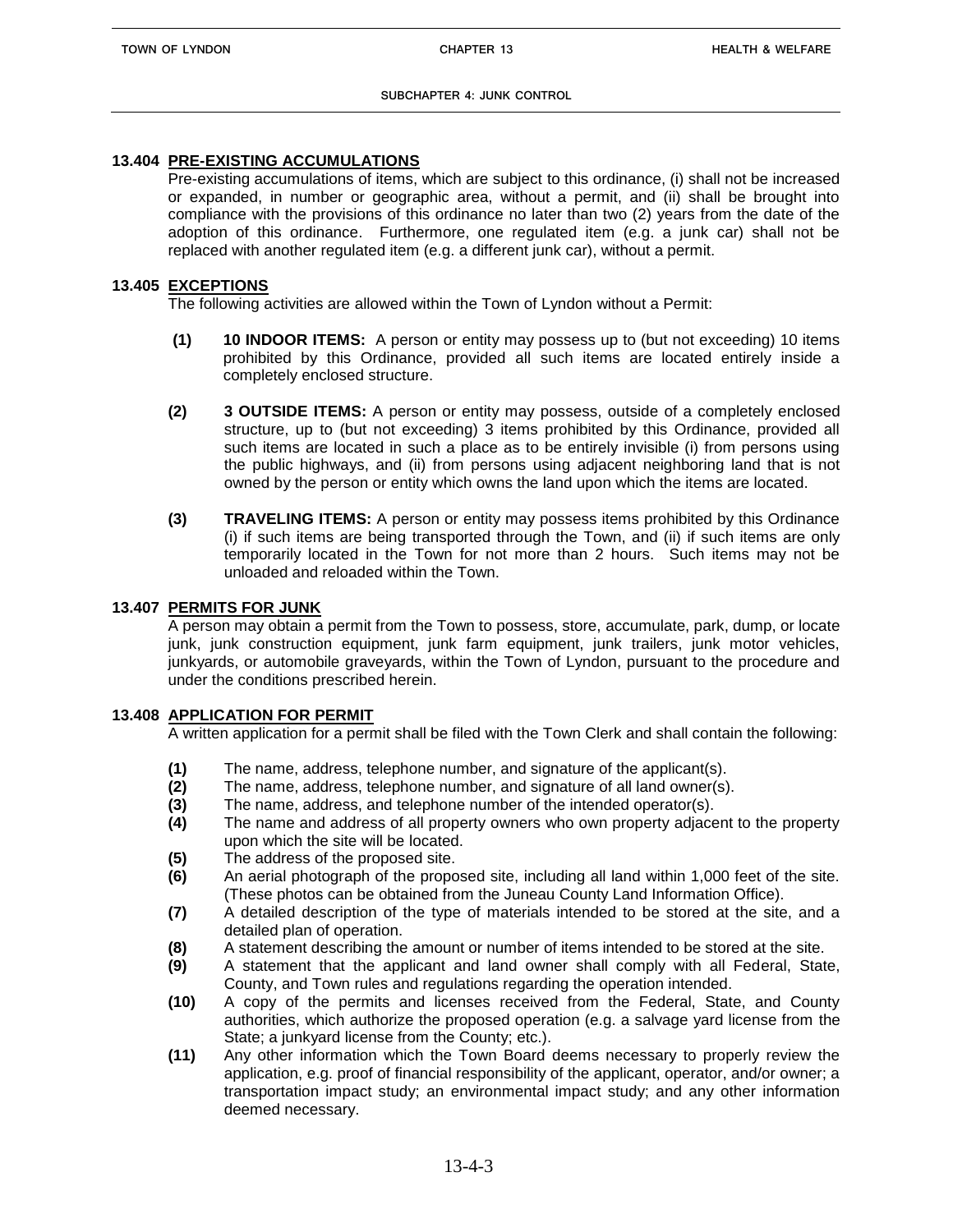### 13.404 PRE-EXISTING ACCUMULATIONS

Pre-existing accumulations of items, which are subject to this ordinance, (i) shall not be increased or expanded, in number or geographic area, without a permit, and (ii) shall be brought into compliance with the provisions of this ordinance no later than two (2) years from the date of the adoption of this ordinance. Furthermore, one regulated item (e.g. a junk car) shall not be replaced with another regulated item (e.g. a different junk car), without a permit.

### 13.405 EXCEPTIONS

The following activities are allowed within the Town of Lyndon without a Permit:

**(1)** **10 INDOOR ITEMS:** A person or entity may possess up to (but not exceeding) 10 items prohibited by this Ordinance, provided all such items are located entirely inside a completely enclosed structure.

**(2)** **3 OUTSIDE ITEMS:** A person or entity may possess, outside of a completely enclosed structure, up to (but not exceeding) 3 items prohibited by this Ordinance, provided all such items are located in such a place as to be entirely invisible (i) from persons using the public highways, and (ii) from persons using adjacent neighboring land that is not owned by the person or entity which owns the land upon which the items are located.

**(3)** **TRAVELING ITEMS:** A person or entity may possess items prohibited by this Ordinance (i) if such items are being transported through the Town, and (ii) if such items are only temporarily located in the Town for not more than 2 hours. Such items may not be unloaded and reloaded within the Town.

### 13.407 PERMITS FOR JUNK

A person may obtain a permit from the Town to possess, store, accumulate, park, dump, or locate junk, junk construction equipment, junk farm equipment, junk trailers, junk motor vehicles, junkyards, or automobile graveyards, within the Town of Lyndon, pursuant to the procedure and under the conditions prescribed herein.

### 13.408 APPLICATION FOR PERMIT

A written application for a permit shall be filed with the Town Clerk and shall contain the following:

**(1)** The name, address, telephone number, and signature of the applicant(s).
**(2)** The name, address, telephone number, and signature of all land owner(s).
**(3)** The name, address, and telephone number of the intended operator(s).
**(4)** The name and address of all property owners who own property adjacent to the property upon which the site will be located.
**(5)** The address of the proposed site.
**(6)** An aerial photograph of the proposed site, including all land within 1,000 feet of the site. (These photos can be obtained from the Juneau County Land Information Office).
**(7)** A detailed description of the type of materials intended to be stored at the site, and a detailed plan of operation.
**(8)** A statement describing the amount or number of items intended to be stored at the site.
**(9)** A statement that the applicant and land owner shall comply with all Federal, State, County, and Town rules and regulations regarding the operation intended.
**(10)** A copy of the permits and licenses received from the Federal, State, and County authorities, which authorize the proposed operation (e.g. a salvage yard license from the State; a junkyard license from the County; etc.).
**(11)** Any other information which the Town Board deems necessary to properly review the application, e.g. proof of financial responsibility of the applicant, operator, and/or owner; a transportation impact study; an environmental impact study; and any other information deemed necessary.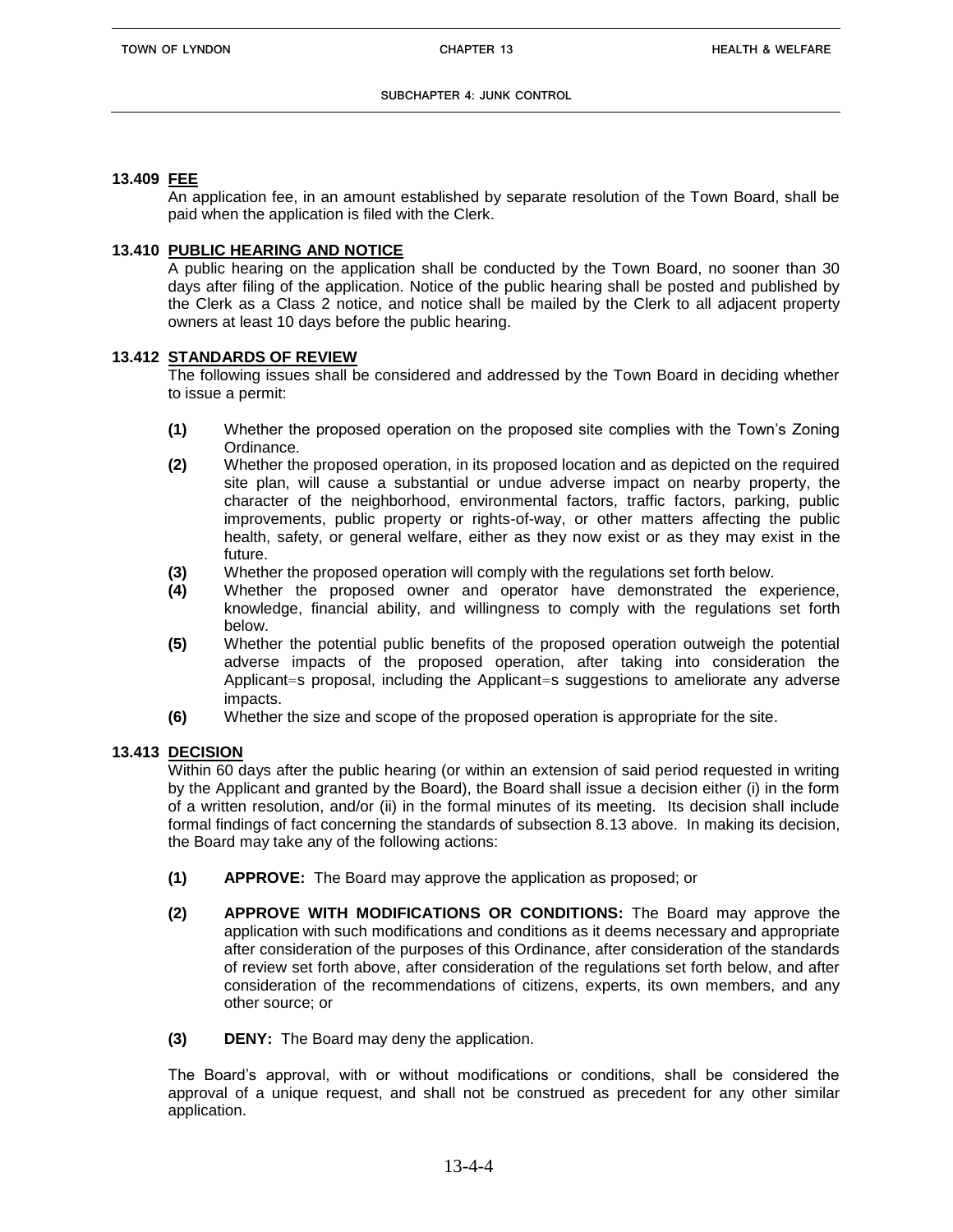### 13.409 FEE

An application fee, in an amount established by separate resolution of the Town Board, shall be paid when the application is filed with the Clerk.

### 13.410 PUBLIC HEARING AND NOTICE

A public hearing on the application shall be conducted by the Town Board, no sooner than 30 days after filing of the application. Notice of the public hearing shall be posted and published by the Clerk as a Class 2 notice, and notice shall be mailed by the Clerk to all adjacent property owners at least 10 days before the public hearing.

### 13.412 STANDARDS OF REVIEW

The following issues shall be considered and addressed by the Town Board in deciding whether to issue a permit:

- **(1)** Whether the proposed operation on the proposed site complies with the Town's Zoning Ordinance.
- **(2)** Whether the proposed operation, in its proposed location and as depicted on the required site plan, will cause a substantial or undue adverse impact on nearby property, the character of the neighborhood, environmental factors, traffic factors, parking, public improvements, public property or rights-of-way, or other matters affecting the public health, safety, or general welfare, either as they now exist or as they may exist in the future.
- **(3)** Whether the proposed operation will comply with the regulations set forth below.
- **(4)** Whether the proposed owner and operator have demonstrated the experience, knowledge, financial ability, and willingness to comply with the regulations set forth below.
- **(5)** Whether the potential public benefits of the proposed operation outweigh the potential adverse impacts of the proposed operation, after taking into consideration the Applicant=s proposal, including the Applicant=s suggestions to ameliorate any adverse impacts.
- **(6)** Whether the size and scope of the proposed operation is appropriate for the site.

### 13.413 DECISION

Within 60 days after the public hearing (or within an extension of said period requested in writing by the Applicant and granted by the Board), the Board shall issue a decision either (i) in the form of a written resolution, and/or (ii) in the formal minutes of its meeting. Its decision shall include formal findings of fact concerning the standards of subsection 8.13 above. In making its decision, the Board may take any of the following actions:

- **(1) APPROVE:** The Board may approve the application as proposed; or
- **(2) APPROVE WITH MODIFICATIONS OR CONDITIONS:** The Board may approve the application with such modifications and conditions as it deems necessary and appropriate after consideration of the purposes of this Ordinance, after consideration of the standards of review set forth above, after consideration of the regulations set forth below, and after consideration of the recommendations of citizens, experts, its own members, and any other source; or
- **(3) DENY:** The Board may deny the application.

The Board's approval, with or without modifications or conditions, shall be considered the approval of a unique request, and shall not be construed as precedent for any other similar application.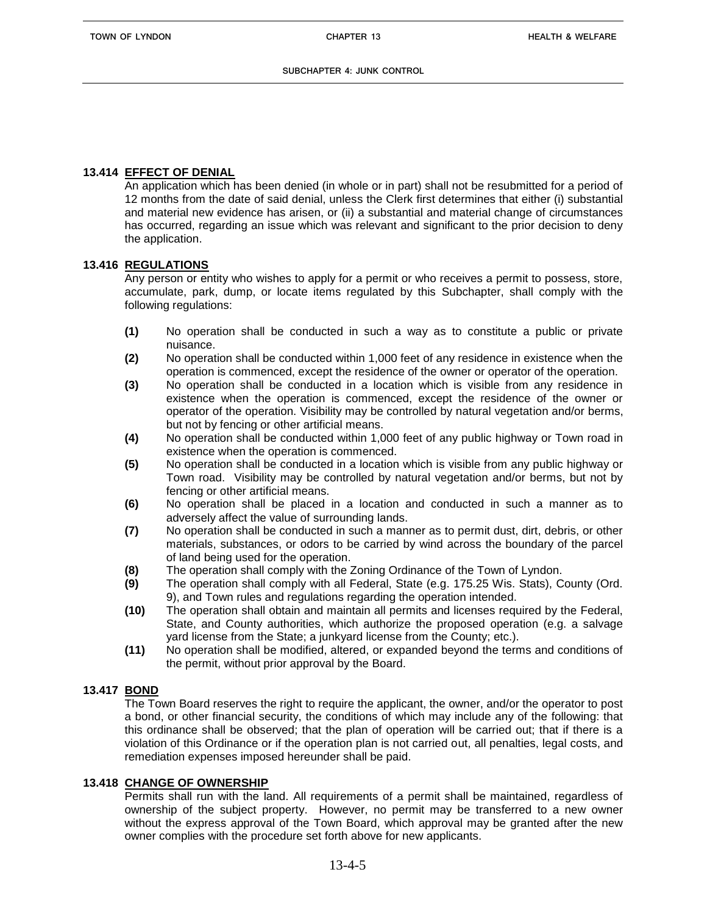### 13.414 EFFECT OF DENIAL

An application which has been denied (in whole or in part) shall not be resubmitted for a period of 12 months from the date of said denial, unless the Clerk first determines that either (i) substantial and material new evidence has arisen, or (ii) a substantial and material change of circumstances has occurred, regarding an issue which was relevant and significant to the prior decision to deny the application.

### 13.416 REGULATIONS

Any person or entity who wishes to apply for a permit or who receives a permit to possess, store, accumulate, park, dump, or locate items regulated by this Subchapter, shall comply with the following regulations:

**(1)** No operation shall be conducted in such a way as to constitute a public or private nuisance.

**(2)** No operation shall be conducted within 1,000 feet of any residence in existence when the operation is commenced, except the residence of the owner or operator of the operation.

**(3)** No operation shall be conducted in a location which is visible from any residence in existence when the operation is commenced, except the residence of the owner or operator of the operation. Visibility may be controlled by natural vegetation and/or berms, but not by fencing or other artificial means.

**(4)** No operation shall be conducted within 1,000 feet of any public highway or Town road in existence when the operation is commenced.

**(5)** No operation shall be conducted in a location which is visible from any public highway or Town road. Visibility may be controlled by natural vegetation and/or berms, but not by fencing or other artificial means.

**(6)** No operation shall be placed in a location and conducted in such a manner as to adversely affect the value of surrounding lands.

**(7)** No operation shall be conducted in such a manner as to permit dust, dirt, debris, or other materials, substances, or odors to be carried by wind across the boundary of the parcel of land being used for the operation.

**(8)** The operation shall comply with the Zoning Ordinance of the Town of Lyndon.

**(9)** The operation shall comply with all Federal, State (e.g. 175.25 Wis. Stats), County (Ord. 9), and Town rules and regulations regarding the operation intended.

**(10)** The operation shall obtain and maintain all permits and licenses required by the Federal, State, and County authorities, which authorize the proposed operation (e.g. a salvage yard license from the State; a junkyard license from the County; etc.).

**(11)** No operation shall be modified, altered, or expanded beyond the terms and conditions of the permit, without prior approval by the Board.

### 13.417 BOND

The Town Board reserves the right to require the applicant, the owner, and/or the operator to post a bond, or other financial security, the conditions of which may include any of the following: that this ordinance shall be observed; that the plan of operation will be carried out; that if there is a violation of this Ordinance or if the operation plan is not carried out, all penalties, legal costs, and remediation expenses imposed hereunder shall be paid.

### 13.418 CHANGE OF OWNERSHIP

Permits shall run with the land. All requirements of a permit shall be maintained, regardless of ownership of the subject property. However, no permit may be transferred to a new owner without the express approval of the Town Board, which approval may be granted after the new owner complies with the procedure set forth above for new applicants.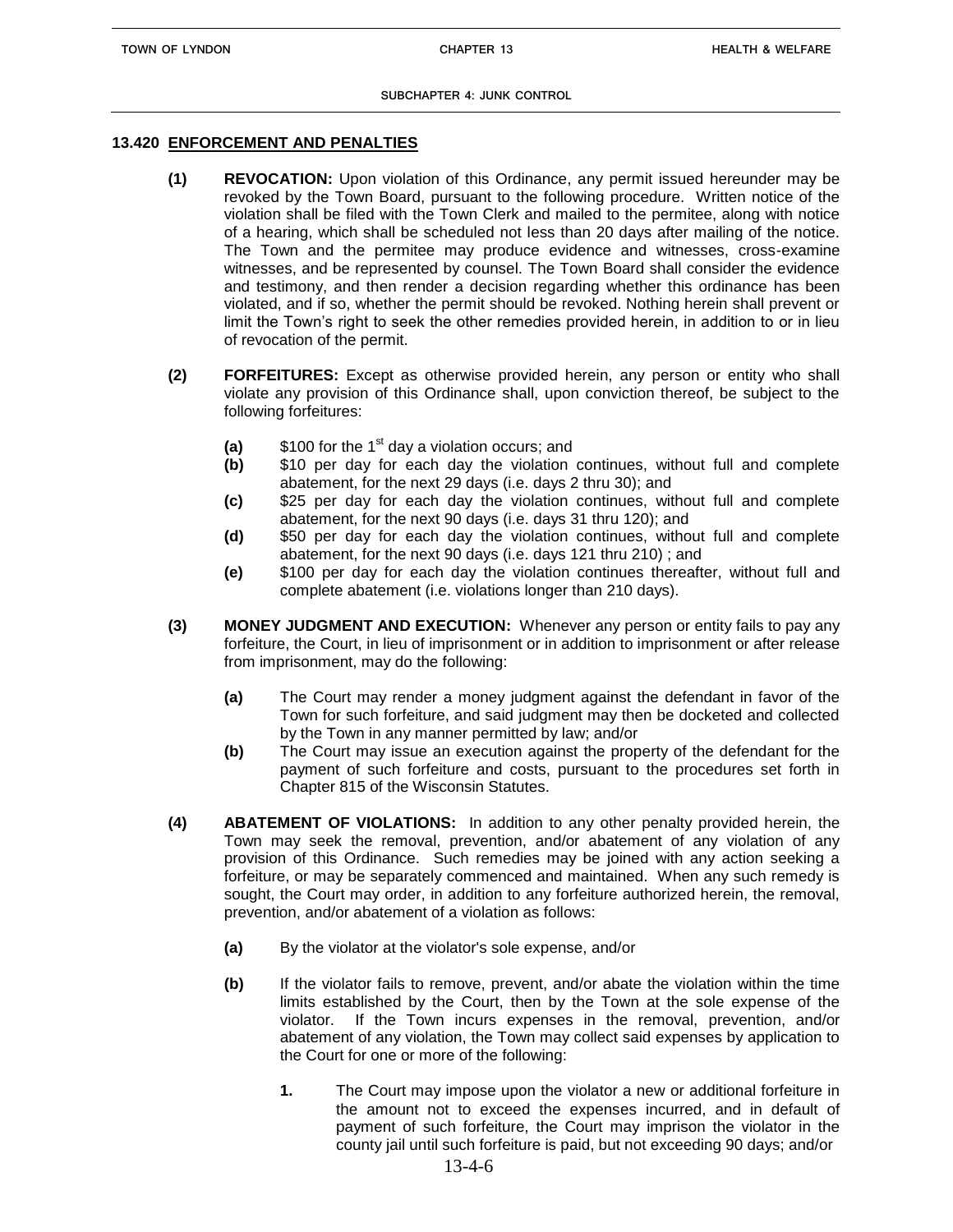## 13.420 ENFORCEMENT AND PENALTIES

**(1) REVOCATION:** Upon violation of this Ordinance, any permit issued hereunder may be revoked by the Town Board, pursuant to the following procedure. Written notice of the violation shall be filed with the Town Clerk and mailed to the permitee, along with notice of a hearing, which shall be scheduled not less than 20 days after mailing of the notice. The Town and the permitee may produce evidence and witnesses, cross-examine witnesses, and be represented by counsel. The Town Board shall consider the evidence and testimony, and then render a decision regarding whether this ordinance has been violated, and if so, whether the permit should be revoked. Nothing herein shall prevent or limit the Town's right to seek the other remedies provided herein, in addition to or in lieu of revocation of the permit.

**(2) FORFEITURES:** Except as otherwise provided herein, any person or entity who shall violate any provision of this Ordinance shall, upon conviction thereof, be subject to the following forfeitures:

- **(a)** \$100 for the 1st day a violation occurs; and
- **(b)** \$10 per day for each day the violation continues, without full and complete abatement, for the next 29 days (i.e. days 2 thru 30); and
- **(c)** \$25 per day for each day the violation continues, without full and complete abatement, for the next 90 days (i.e. days 31 thru 120); and
- **(d)** \$50 per day for each day the violation continues, without full and complete abatement, for the next 90 days (i.e. days 121 thru 210) ; and
- **(e)** \$100 per day for each day the violation continues thereafter, without full and complete abatement (i.e. violations longer than 210 days).

**(3) MONEY JUDGMENT AND EXECUTION:** Whenever any person or entity fails to pay any forfeiture, the Court, in lieu of imprisonment or in addition to imprisonment or after release from imprisonment, may do the following:

- **(a)** The Court may render a money judgment against the defendant in favor of the Town for such forfeiture, and said judgment may then be docketed and collected by the Town in any manner permitted by law; and/or
- **(b)** The Court may issue an execution against the property of the defendant for the payment of such forfeiture and costs, pursuant to the procedures set forth in Chapter 815 of the Wisconsin Statutes.

**(4) ABATEMENT OF VIOLATIONS:** In addition to any other penalty provided herein, the Town may seek the removal, prevention, and/or abatement of any violation of any provision of this Ordinance. Such remedies may be joined with any action seeking a forfeiture, or may be separately commenced and maintained. When any such remedy is sought, the Court may order, in addition to any forfeiture authorized herein, the removal, prevention, and/or abatement of a violation as follows:

- **(a)** By the violator at the violator's sole expense, and/or
- **(b)** If the violator fails to remove, prevent, and/or abate the violation within the time limits established by the Court, then by the Town at the sole expense of the violator. If the Town incurs expenses in the removal, prevention, and/or abatement of any violation, the Town may collect said expenses by application to the Court for one or more of the following:
  - **1.** The Court may impose upon the violator a new or additional forfeiture in the amount not to exceed the expenses incurred, and in default of payment of such forfeiture, the Court may imprison the violator in the county jail until such forfeiture is paid, but not exceeding 90 days; and/or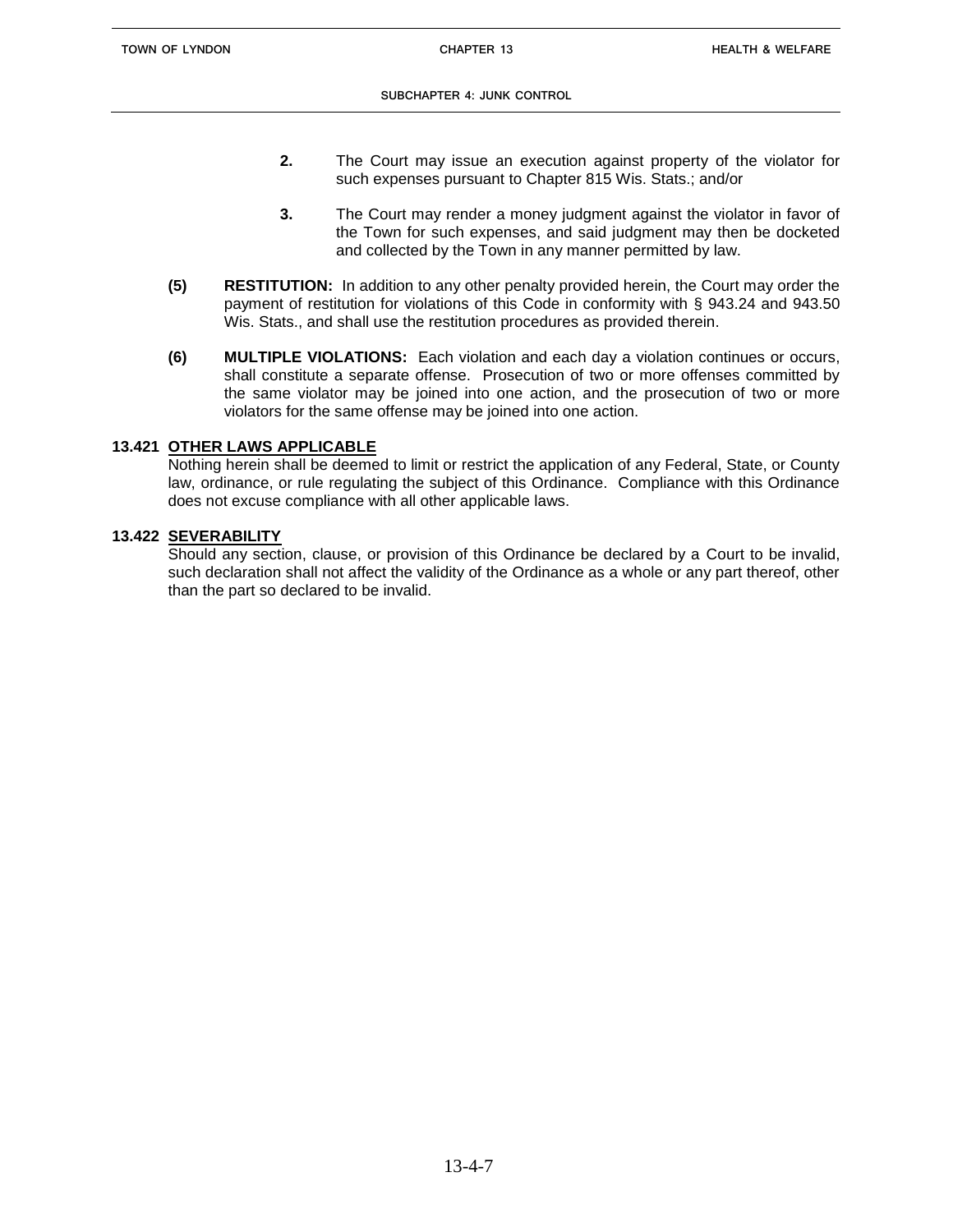2. The Court may issue an execution against property of the violator for such expenses pursuant to Chapter 815 Wis. Stats.; and/or

3. The Court may render a money judgment against the violator in favor of the Town for such expenses, and said judgment may then be docketed and collected by the Town in any manner permitted by law.

**(5) RESTITUTION:** In addition to any other penalty provided herein, the Court may order the payment of restitution for violations of this Code in conformity with § 943.24 and 943.50 Wis. Stats., and shall use the restitution procedures as provided therein.

**(6) MULTIPLE VIOLATIONS:** Each violation and each day a violation continues or occurs, shall constitute a separate offense. Prosecution of two or more offenses committed by the same violator may be joined into one action, and the prosecution of two or more violators for the same offense may be joined into one action.

## 13.421 OTHER LAWS APPLICABLE

Nothing herein shall be deemed to limit or restrict the application of any Federal, State, or County law, ordinance, or rule regulating the subject of this Ordinance. Compliance with this Ordinance does not excuse compliance with all other applicable laws.

## 13.422 SEVERABILITY

Should any section, clause, or provision of this Ordinance be declared by a Court to be invalid, such declaration shall not affect the validity of the Ordinance as a whole or any part thereof, other than the part so declared to be invalid.